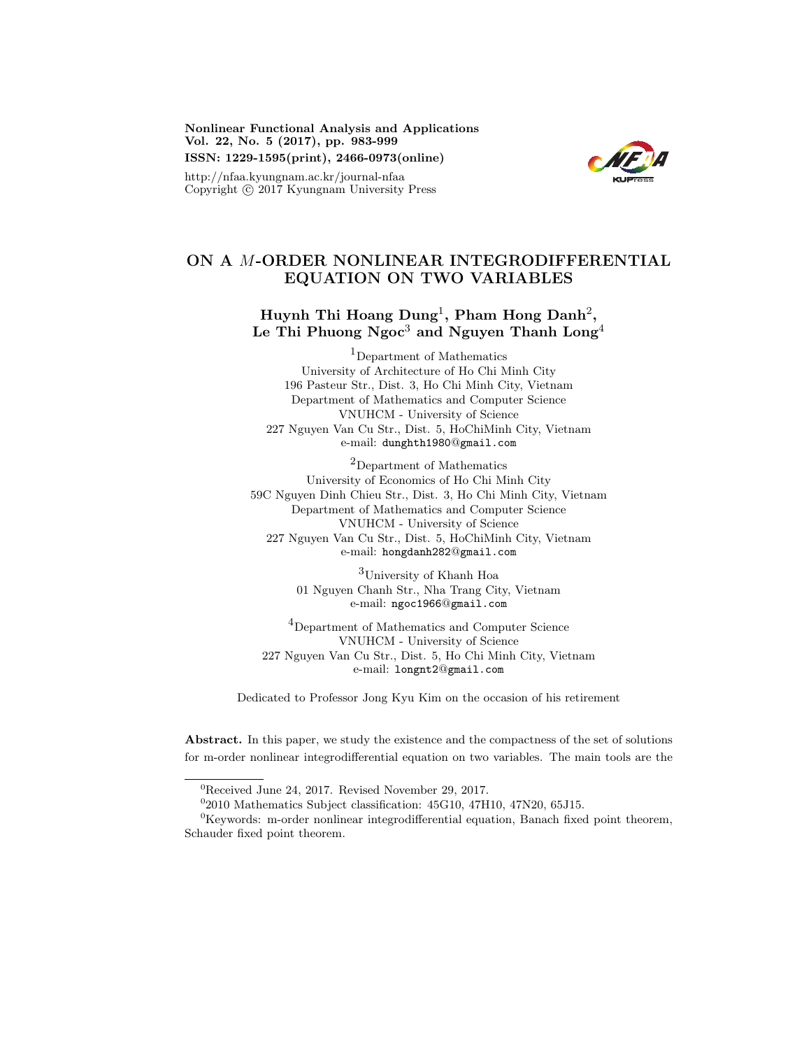# ON A $M$-ORDER NONLINEAR INTEGRODIFFERENTIAL EQUATION ON TWO VARIABLES

**Huynh Thi Hoang Dung[1], Pham Hong Danh[2], Le Thi Phuong Ngoc[3] and Nguyen Thanh Long[4]**

[1]Department of Mathematics
University of Architecture of Ho Chi Minh City
196 Pasteur Str., Dist. 3, Ho Chi Minh City, Vietnam
Department of Mathematics and Computer Science
VNUHCM - University of Science
227 Nguyen Van Cu Str., Dist. 5, HoChiMinh City, Vietnam
e-mail: `dunghth1980@gmail.com`

[2]Department of Mathematics
University of Economics of Ho Chi Minh City
59C Nguyen Dinh Chieu Str., Dist. 3, Ho Chi Minh City, Vietnam
Department of Mathematics and Computer Science
VNUHCM - University of Science
227 Nguyen Van Cu Str., Dist. 5, HoChiMinh City, Vietnam
e-mail: `hongdanh282@gmail.com`

[3]University of Khanh Hoa
01 Nguyen Chanh Str., Nha Trang City, Vietnam
e-mail: `ngoc1966@gmail.com`

[4]Department of Mathematics and Computer Science
VNUHCM - University of Science
227 Nguyen Van Cu Str., Dist. 5, Ho Chi Minh City, Vietnam
e-mail: `longnt2@gmail.com`

Dedicated to Professor Jong Kyu Kim on the occasion of his retirement

**Abstract.** In this paper, we study the existence and the compactness of the set of solutions for m-order nonlinear integrodifferential equation on two variables. The main tools are the

---

[0]Received June 24, 2017. Revised November 29, 2017.

[0]2010 Mathematics Subject classification: 45G10, 47H10, 47N20, 65J15.

[0]Keywords: m-order nonlinear integrodifferential equation, Banach fixed point theorem, Schauder fixed point theorem.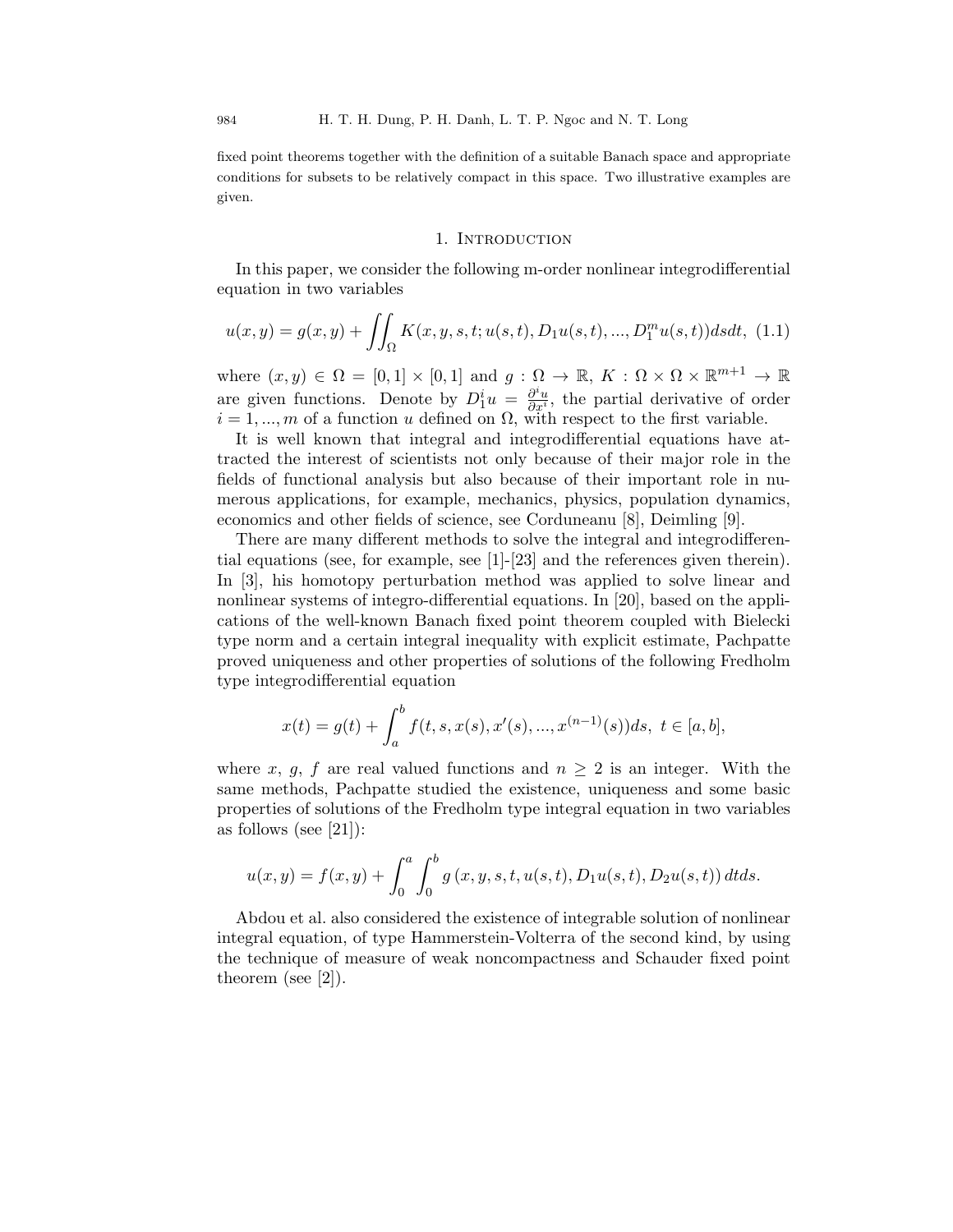fixed point theorems together with the definition of a suitable Banach space and appropriate conditions for subsets to be relatively compact in this space. Two illustrative examples are given.

## 1. Introduction

In this paper, we consider the following m-order nonlinear integrodifferential equation in two variables

$$u(x,y) = g(x,y) + \iint_{\Omega} K(x,y,s,t;u(s,t),D_1u(s,t),...,D_1^m u(s,t))dsdt, \quad (1.1)$$

where $(x,y) \in \Omega = [0,1] \times [0,1]$ and $g : \Omega \to \mathbb{R}$, $K : \Omega \times \Omega \times \mathbb{R}^{m+1} \to \mathbb{R}$ are given functions. Denote by $D_1^i u = \frac{\partial^i u}{\partial x^i}$, the partial derivative of order $i = 1,...,m$ of a function $u$ defined on $\Omega$, with respect to the first variable.

It is well known that integral and integrodifferential equations have attracted the interest of scientists not only because of their major role in the fields of functional analysis but also because of their important role in numerous applications, for example, mechanics, physics, population dynamics, economics and other fields of science, see Corduneanu [8], Deimling [9].

There are many different methods to solve the integral and integrodifferential equations (see, for example, see [1]-[23] and the references given therein). In [3], his homotopy perturbation method was applied to solve linear and nonlinear systems of integro-differential equations. In [20], based on the applications of the well-known Banach fixed point theorem coupled with Bielecki type norm and a certain integral inequality with explicit estimate, Pachpatte proved uniqueness and other properties of solutions of the following Fredholm type integrodifferential equation

$$x(t) = g(t) + \int_a^b f(t,s,x(s),x'(s),...,x^{(n-1)}(s))ds, \ t \in [a,b],$$

where $x$, $g$, $f$ are real valued functions and $n \geq 2$ is an integer. With the same methods, Pachpatte studied the existence, uniqueness and some basic properties of solutions of the Fredholm type integral equation in two variables as follows (see [21]):

$$u(x,y) = f(x,y) + \int_0^a \int_0^b g\left(x,y,s,t,u(s,t),D_1u(s,t),D_2u(s,t)\right)dtds.$$

Abdou et al. also considered the existence of integrable solution of nonlinear integral equation, of type Hammerstein-Volterra of the second kind, by using the technique of measure of weak noncompactness and Schauder fixed point theorem (see [2]).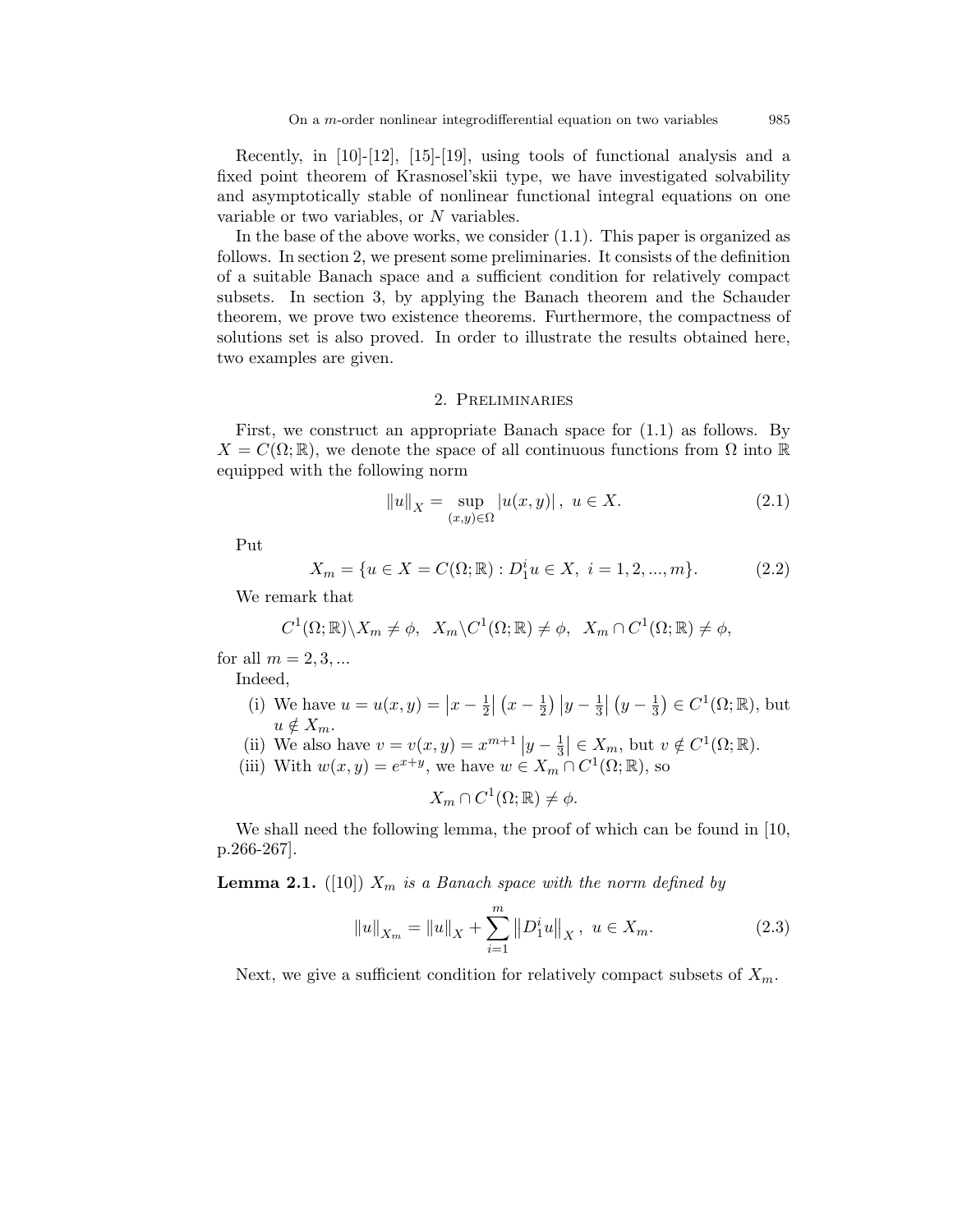Recently, in [10]-[12], [15]-[19], using tools of functional analysis and a fixed point theorem of Krasnosel'skii type, we have investigated solvability and asymptotically stable of nonlinear functional integral equations on one variable or two variables, or $N$ variables.

In the base of the above works, we consider (1.1). This paper is organized as follows. In section 2, we present some preliminaries. It consists of the definition of a suitable Banach space and a sufficient condition for relatively compact subsets. In section 3, by applying the Banach theorem and the Schauder theorem, we prove two existence theorems. Furthermore, the compactness of solutions set is also proved. In order to illustrate the results obtained here, two examples are given.

## 2. Preliminaries

First, we construct an appropriate Banach space for (1.1) as follows. By $X = C(\Omega; \mathbb{R})$, we denote the space of all continuous functions from $\Omega$ into $\mathbb{R}$ equipped with the following norm

$$\|u\|_X = \sup_{(x,y)\in\Omega} |u(x,y)|, \ u \in X. \tag{2.1}$$

Put

$$X_m = \{u \in X = C(\Omega; \mathbb{R}) : D_1^i u \in X, \ i = 1, 2, ..., m\}. \tag{2.2}$$

We remark that

$$C^1(\Omega; \mathbb{R}) \backslash X_m \neq \phi, \ \ X_m \backslash C^1(\Omega; \mathbb{R}) \neq \phi, \ \ X_m \cap C^1(\Omega; \mathbb{R}) \neq \phi,$$

for all $m = 2, 3, ...$

Indeed,

(i) We have $u = u(x,y) = \left|x - \frac{1}{2}\right| \left(x - \frac{1}{2}\right) \left|y - \frac{1}{3}\right| \left(y - \frac{1}{3}\right) \in C^1(\Omega; \mathbb{R})$, but $u \notin X_m$.

(ii) We also have $v = v(x,y) = x^{m+1} \left|y - \frac{1}{3}\right| \in X_m$, but $v \notin C^1(\Omega; \mathbb{R})$.

(iii) With $w(x,y) = e^{x+y}$, we have $w \in X_m \cap C^1(\Omega; \mathbb{R})$, so

$$X_m \cap C^1(\Omega; \mathbb{R}) \neq \phi.$$

We shall need the following lemma, the proof of which can be found in [10, p.266-267].

**Lemma 2.1.** ([10]) *$X_m$ is a Banach space with the norm defined by*

$$\|u\|_{X_m} = \|u\|_X + \sum_{i=1}^{m} \left\|D_1^i u\right\|_X, \ u \in X_m. \tag{2.3}$$

Next, we give a sufficient condition for relatively compact subsets of $X_m$.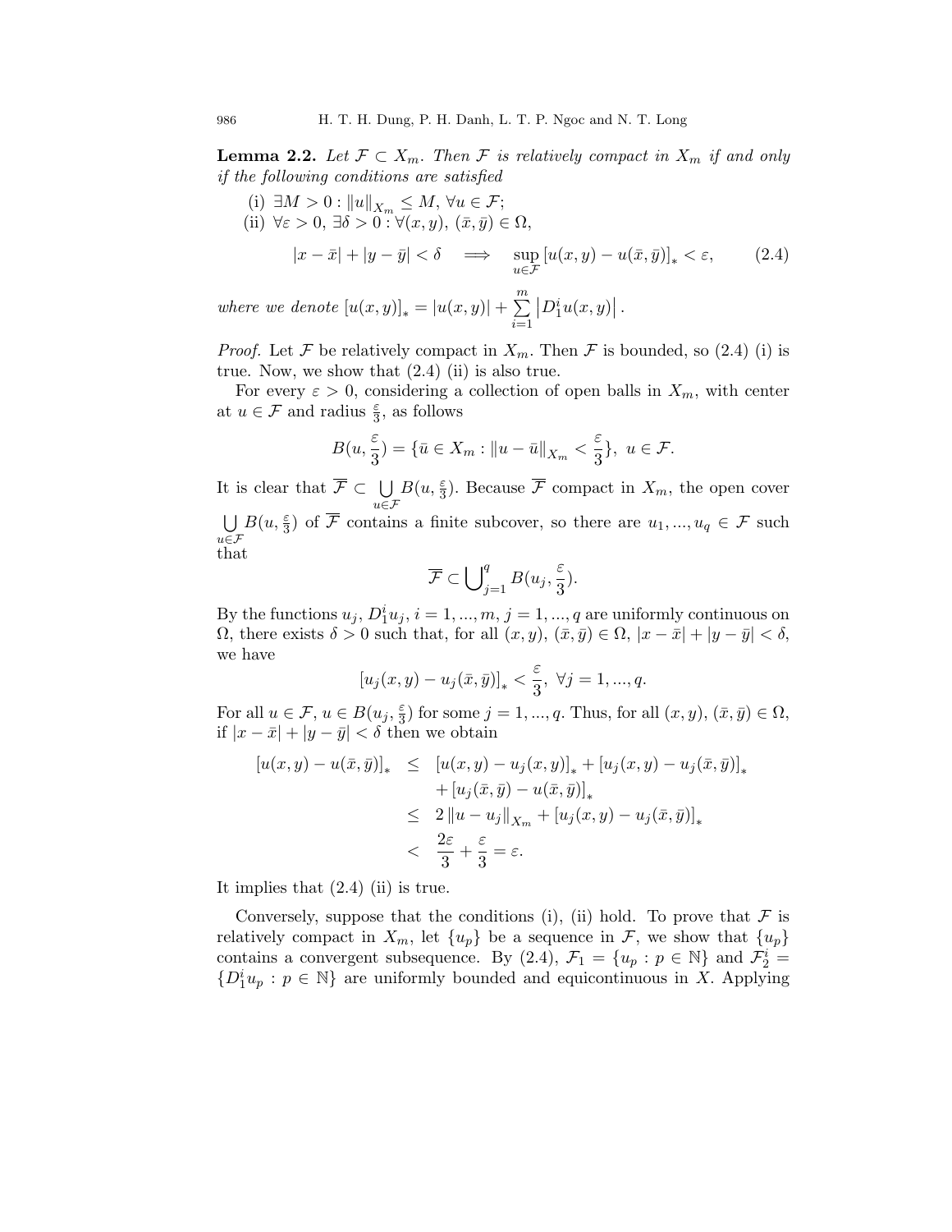**Lemma 2.2.** *Let $\mathcal{F} \subset X_m$. Then $\mathcal{F}$ is relatively compact in $X_m$ if and only if the following conditions are satisfied*

(i) $\exists M > 0 : \|u\|_{X_m} \leq M,\ \forall u \in \mathcal{F}$;

(ii) $\forall \varepsilon > 0,\ \exists \delta > 0 : \forall (x,y),\ (\bar{x},\bar{y}) \in \Omega,$

$$|x - \bar{x}| + |y - \bar{y}| < \delta \quad \Longrightarrow \quad \sup_{u \in \mathcal{F}} [u(x,y) - u(\bar{x},\bar{y})]_* < \varepsilon, \tag{2.4}$$

*where we denote* $[u(x,y)]_* = |u(x,y)| + \sum_{i=1}^{m} \left| D_1^i u(x,y) \right|$.

*Proof.* Let $\mathcal{F}$ be relatively compact in $X_m$. Then $\mathcal{F}$ is bounded, so (2.4) (i) is true. Now, we show that (2.4) (ii) is also true.

For every $\varepsilon > 0$, considering a collection of open balls in $X_m$, with center at $u \in \mathcal{F}$ and radius $\frac{\varepsilon}{3}$, as follows

$$B(u, \frac{\varepsilon}{3}) = \{\bar{u} \in X_m : \|u - \bar{u}\|_{X_m} < \frac{\varepsilon}{3}\},\ u \in \mathcal{F}.$$

It is clear that $\overline{\mathcal{F}} \subset \bigcup_{u \in \mathcal{F}} B(u, \frac{\varepsilon}{3})$. Because $\overline{\mathcal{F}}$ compact in $X_m$, the open cover $\bigcup_{u \in \mathcal{F}} B(u, \frac{\varepsilon}{3})$ of $\overline{\mathcal{F}}$ contains a finite subcover, so there are $u_1, ..., u_q \in \mathcal{F}$ such that

$$\overline{\mathcal{F}} \subset \bigcup\nolimits_{j=1}^{q} B(u_j, \frac{\varepsilon}{3}).$$

By the functions $u_j$, $D_1^i u_j$, $i = 1, ..., m$, $j = 1, ..., q$ are uniformly continuous on $\Omega$, there exists $\delta > 0$ such that, for all $(x,y)$, $(\bar{x},\bar{y}) \in \Omega$, $|x - \bar{x}| + |y - \bar{y}| < \delta$, we have

$$[u_j(x,y) - u_j(\bar{x},\bar{y})]_* < \frac{\varepsilon}{3},\ \forall j = 1, ..., q.$$

For all $u \in \mathcal{F}$, $u \in B(u_j, \frac{\varepsilon}{3})$ for some $j = 1, ..., q$. Thus, for all $(x,y)$, $(\bar{x},\bar{y}) \in \Omega$, if $|x - \bar{x}| + |y - \bar{y}| < \delta$ then we obtain

$$\begin{aligned}
[u(x,y) - u(\bar{x},\bar{y})]_* &\leq [u(x,y) - u_j(x,y)]_* + [u_j(x,y) - u_j(\bar{x},\bar{y})]_* \\
&\quad + [u_j(\bar{x},\bar{y}) - u(\bar{x},\bar{y})]_* \\
&\leq 2\|u - u_j\|_{X_m} + [u_j(x,y) - u_j(\bar{x},\bar{y})]_* \\
&< \frac{2\varepsilon}{3} + \frac{\varepsilon}{3} = \varepsilon.
\end{aligned}$$

It implies that (2.4) (ii) is true.

Conversely, suppose that the conditions (i), (ii) hold. To prove that $\mathcal{F}$ is relatively compact in $X_m$, let $\{u_p\}$ be a sequence in $\mathcal{F}$, we show that $\{u_p\}$ contains a convergent subsequence. By (2.4), $\mathcal{F}_1 = \{u_p : p \in \mathbb{N}\}$ and $\mathcal{F}_2^i = \{D_1^i u_p : p \in \mathbb{N}\}$ are uniformly bounded and equicontinuous in $X$. Applying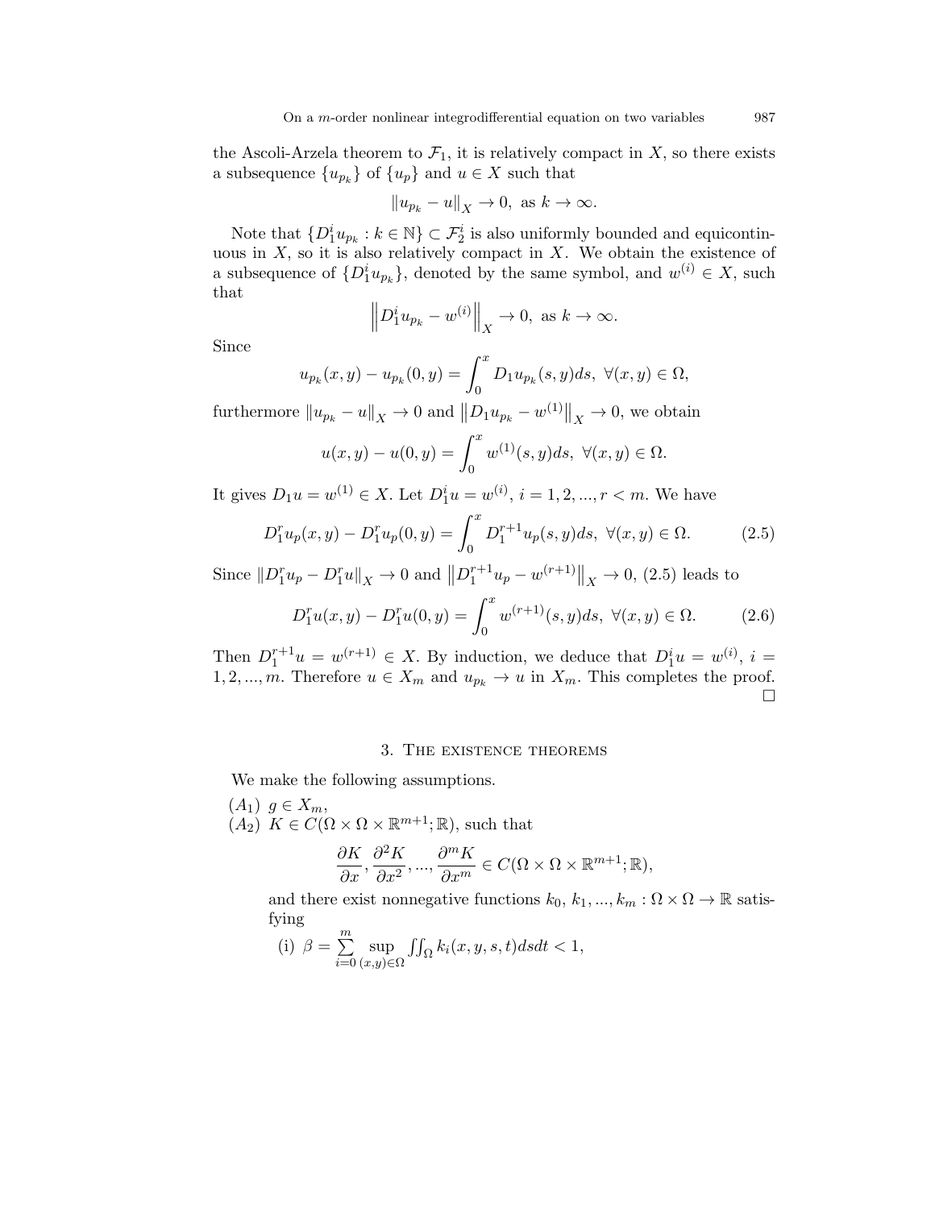the Ascoli-Arzela theorem to $\mathcal{F}_1$, it is relatively compact in $X$, so there exists a subsequence $\{u_{p_k}\}$ of $\{u_p\}$ and $u \in X$ such that

$$\|u_{p_k} - u\|_X \to 0, \text{ as } k \to \infty.$$

Note that $\{D_1^i u_{p_k} : k \in \mathbb{N}\} \subset \mathcal{F}_2^i$ is also uniformly bounded and equicontinuous in $X$, so it is also relatively compact in $X$. We obtain the existence of a subsequence of $\{D_1^i u_{p_k}\}$, denoted by the same symbol, and $w^{(i)} \in X$, such that

$$\left\|D_1^i u_{p_k} - w^{(i)}\right\|_X \to 0, \text{ as } k \to \infty.$$

Since

$$u_{p_k}(x,y) - u_{p_k}(0,y) = \int_0^x D_1 u_{p_k}(s,y)ds, \ \forall (x,y) \in \Omega,$$

furthermore $\|u_{p_k} - u\|_X \to 0$ and $\left\|D_1 u_{p_k} - w^{(1)}\right\|_X \to 0$, we obtain

$$u(x,y) - u(0,y) = \int_0^x w^{(1)}(s,y)ds, \ \forall (x,y) \in \Omega.$$

It gives $D_1 u = w^{(1)} \in X$. Let $D_1^i u = w^{(i)}$, $i = 1, 2, ..., r < m$. We have

$$D_1^r u_p(x,y) - D_1^r u_p(0,y) = \int_0^x D_1^{r+1} u_p(s,y)ds, \ \forall (x,y) \in \Omega. \tag{2.5}$$

Since $\|D_1^r u_p - D_1^r u\|_X \to 0$ and $\left\|D_1^{r+1} u_p - w^{(r+1)}\right\|_X \to 0$, (2.5) leads to

$$D_1^r u(x,y) - D_1^r u(0,y) = \int_0^x w^{(r+1)}(s,y)ds, \ \forall (x,y) \in \Omega. \tag{2.6}$$

Then $D_1^{r+1} u = w^{(r+1)} \in X$. By induction, we deduce that $D_1^i u = w^{(i)}$, $i = 1, 2, ..., m$. Therefore $u \in X_m$ and $u_{p_k} \to u$ in $X_m$. This completes the proof. □

## 3. The existence theorems

We make the following assumptions.

$(A_1)$ $g \in X_m$,

$(A_2)$ $K \in C(\Omega \times \Omega \times \mathbb{R}^{m+1}; \mathbb{R})$, such that

$$\frac{\partial K}{\partial x}, \frac{\partial^2 K}{\partial x^2}, ..., \frac{\partial^m K}{\partial x^m} \in C(\Omega \times \Omega \times \mathbb{R}^{m+1}; \mathbb{R}),$$

and there exist nonnegative functions $k_0, k_1, ..., k_m : \Omega \times \Omega \to \mathbb{R}$ satisfying

(i) $\beta = \sum_{i=0}^{m} \sup_{(x,y)\in\Omega} \iint_\Omega k_i(x,y,s,t)dsdt < 1$,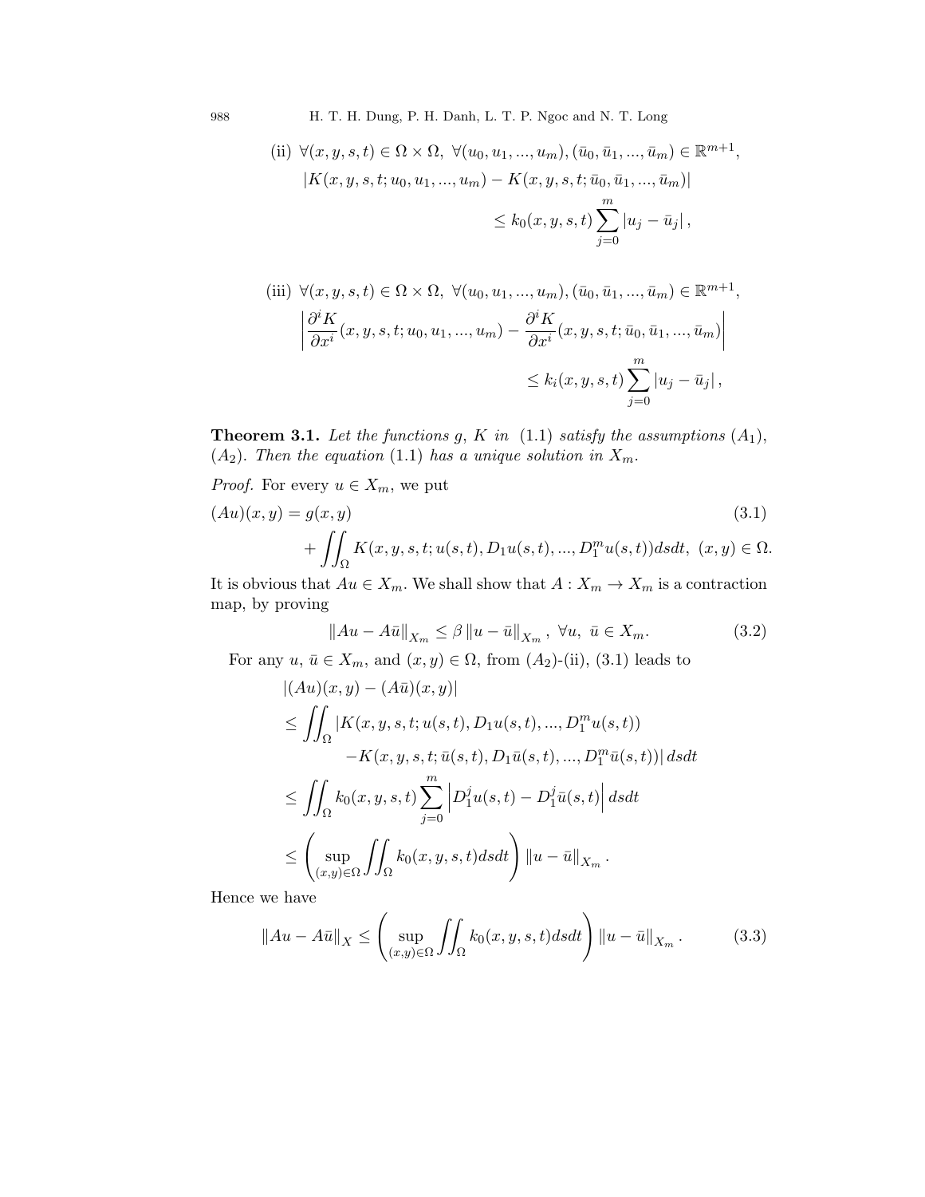(ii) $\forall (x, y, s, t) \in \Omega \times \Omega,\ \forall (u_0, u_1, ..., u_m), (\bar{u}_0, \bar{u}_1, ..., \bar{u}_m) \in \mathbb{R}^{m+1}$,

$$|K(x, y, s, t; u_0, u_1, ..., u_m) - K(x, y, s, t; \bar{u}_0, \bar{u}_1, ..., \bar{u}_m)| \leq k_0(x, y, s, t) \sum_{j=0}^{m} |u_j - \bar{u}_j|,$$

(iii) $\forall (x, y, s, t) \in \Omega \times \Omega,\ \forall (u_0, u_1, ..., u_m), (\bar{u}_0, \bar{u}_1, ..., \bar{u}_m) \in \mathbb{R}^{m+1}$,

$$\left| \frac{\partial^i K}{\partial x^i}(x, y, s, t; u_0, u_1, ..., u_m) - \frac{\partial^i K}{\partial x^i}(x, y, s, t; \bar{u}_0, \bar{u}_1, ..., \bar{u}_m) \right| \leq k_i(x, y, s, t) \sum_{j=0}^{m} |u_j - \bar{u}_j|,$$

**Theorem 3.1.** *Let the functions $g$, $K$ in (1.1) satisfy the assumptions $(A_1)$, $(A_2)$. Then the equation (1.1) has a unique solution in $X_m$.*

*Proof.* For every $u \in X_m$, we put

$$(Au)(x, y) = g(x, y) + \iint_{\Omega} K(x, y, s, t; u(s, t), D_1 u(s, t), ..., D_1^m u(s, t)) ds dt,\ (x, y) \in \Omega. \tag{3.1}$$

It is obvious that $Au \in X_m$. We shall show that $A : X_m \to X_m$ is a contraction map, by proving

$$\|Au - A\bar{u}\|_{X_m} \leq \beta \|u - \bar{u}\|_{X_m},\ \forall u,\ \bar{u} \in X_m. \tag{3.2}$$

For any $u$, $\bar{u} \in X_m$, and $(x, y) \in \Omega$, from $(A_2)$-(ii), (3.1) leads to

$$\begin{aligned}
&|(Au)(x, y) - (A\bar{u})(x, y)| \\
&\leq \iint_{\Omega} |K(x, y, s, t; u(s, t), D_1 u(s, t), ..., D_1^m u(s, t)) \\
&\qquad - K(x, y, s, t; \bar{u}(s, t), D_1 \bar{u}(s, t), ..., D_1^m \bar{u}(s, t))| \, ds dt \\
&\leq \iint_{\Omega} k_0(x, y, s, t) \sum_{j=0}^{m} \left| D_1^j u(s, t) - D_1^j \bar{u}(s, t) \right| ds dt \\
&\leq \left( \sup_{(x,y) \in \Omega} \iint_{\Omega} k_0(x, y, s, t) ds dt \right) \|u - \bar{u}\|_{X_m}.
\end{aligned}$$

Hence we have

$$\|Au - A\bar{u}\|_{X} \leq \left( \sup_{(x,y) \in \Omega} \iint_{\Omega} k_0(x, y, s, t) ds dt \right) \|u - \bar{u}\|_{X_m}. \tag{3.3}$$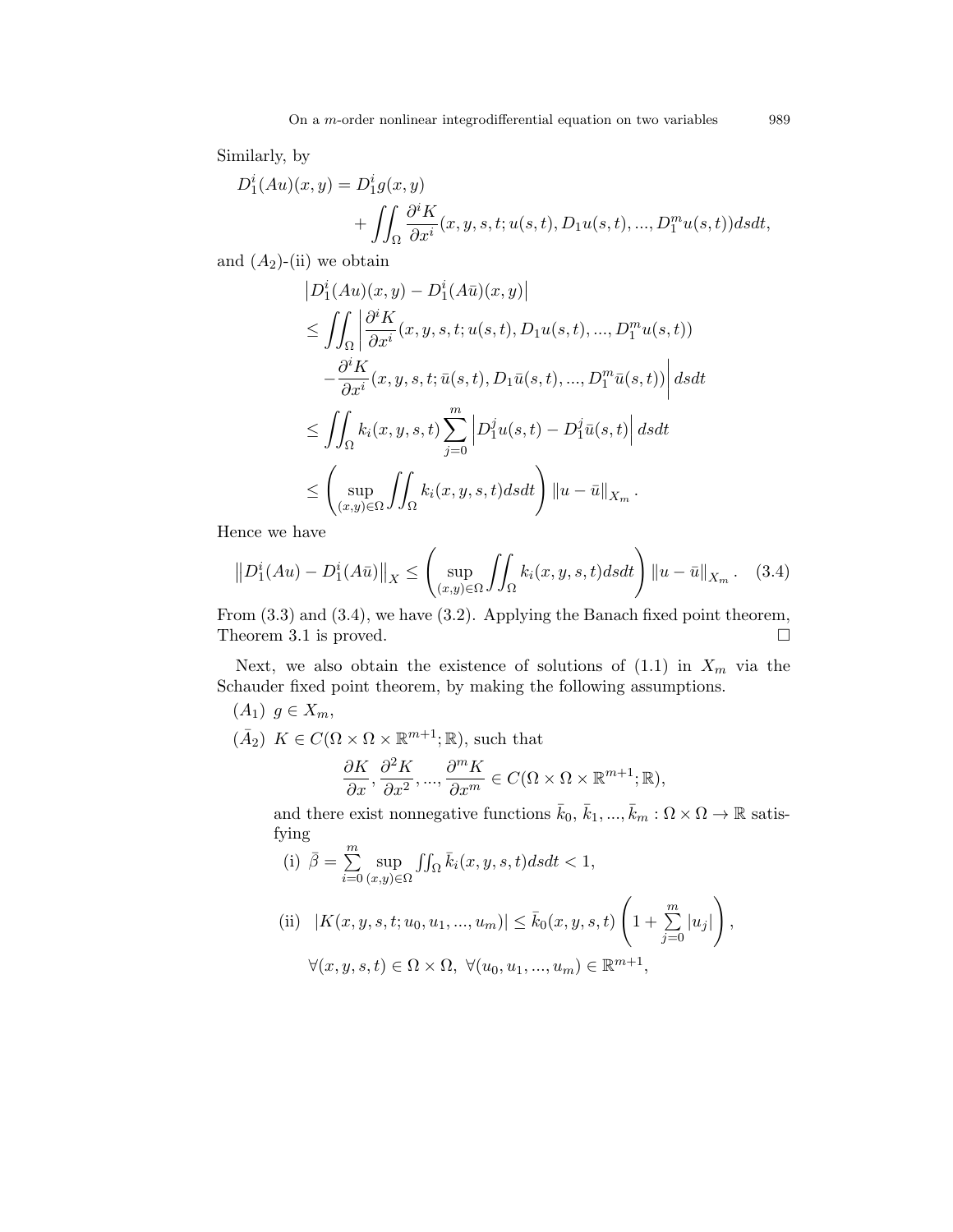Similarly, by

$$D_1^i(Au)(x,y) = D_1^i g(x,y) + \iint_\Omega \frac{\partial^i K}{\partial x^i}(x,y,s,t;u(s,t),D_1u(s,t),...,D_1^m u(s,t))dsdt,$$

and $(A_2)$-(ii) we obtain

$$\begin{aligned}
&\left|D_1^i(Au)(x,y) - D_1^i(A\bar{u})(x,y)\right| \\
&\leq \iint_\Omega \left| \frac{\partial^i K}{\partial x^i}(x,y,s,t;u(s,t),D_1u(s,t),...,D_1^m u(s,t)) \right. \\
&\quad \left. - \frac{\partial^i K}{\partial x^i}(x,y,s,t;\bar{u}(s,t),D_1\bar{u}(s,t),...,D_1^m \bar{u}(s,t)) \right| dsdt \\
&\leq \iint_\Omega k_i(x,y,s,t) \sum_{j=0}^m \left| D_1^j u(s,t) - D_1^j \bar{u}(s,t) \right| dsdt \\
&\leq \left( \sup_{(x,y)\in\Omega} \iint_\Omega k_i(x,y,s,t)dsdt \right) \|u - \bar{u}\|_{X_m}.
\end{aligned}$$

Hence we have

$$\left\|D_1^i(Au) - D_1^i(A\bar{u})\right\|_X \leq \left( \sup_{(x,y)\in\Omega} \iint_\Omega k_i(x,y,s,t)dsdt \right) \|u - \bar{u}\|_{X_m}. \quad (3.4)$$

From (3.3) and (3.4), we have (3.2). Applying the Banach fixed point theorem, Theorem 3.1 is proved. □

Next, we also obtain the existence of solutions of (1.1) in $X_m$ via the Schauder fixed point theorem, by making the following assumptions.

$(A_1)$ $g \in X_m$,

$(\bar{A}_2)$ $K \in C(\Omega \times \Omega \times \mathbb{R}^{m+1}; \mathbb{R})$, such that

$$\frac{\partial K}{\partial x}, \frac{\partial^2 K}{\partial x^2}, ..., \frac{\partial^m K}{\partial x^m} \in C(\Omega \times \Omega \times \mathbb{R}^{m+1}; \mathbb{R}),$$

and there exist nonnegative functions $\bar{k}_0, \bar{k}_1, ..., \bar{k}_m : \Omega \times \Omega \to \mathbb{R}$ satisfying

(i) $\bar{\beta} = \sum_{i=0}^m \sup_{(x,y)\in\Omega} \iint_\Omega \bar{k}_i(x,y,s,t)dsdt < 1$,

(ii) $|K(x,y,s,t;u_0,u_1,...,u_m)| \leq \bar{k}_0(x,y,s,t) \left(1 + \sum_{j=0}^m |u_j|\right)$,

$\forall (x,y,s,t) \in \Omega \times \Omega, \ \forall (u_0,u_1,...,u_m) \in \mathbb{R}^{m+1}$,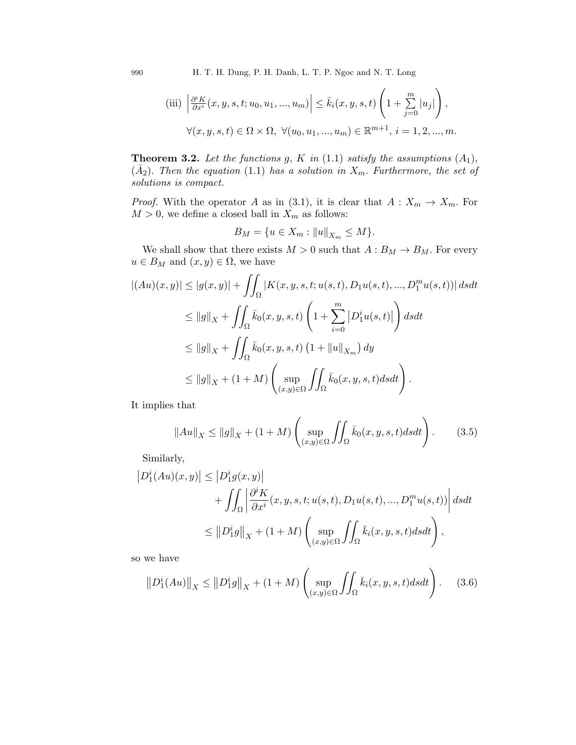(iii) $\left|\frac{\partial^i K}{\partial x^i}(x, y, s, t; u_0, u_1, ..., u_m)\right| \leq \bar{k}_i(x, y, s, t) \left(1 + \sum_{j=0}^{m} |u_j|\right),$

$\forall (x, y, s, t) \in \Omega \times \Omega,\ \forall (u_0, u_1, ..., u_m) \in \mathbb{R}^{m+1},\ i = 1, 2, ..., m.$

**Theorem 3.2.** *Let the functions $g$, $K$ in* (1.1) *satisfy the assumptions* $(A_1)$, $(\bar{A}_2)$. *Then the equation* (1.1) *has a solution in $X_m$. Furthermore, the set of solutions is compact.*

*Proof.* With the operator $A$ as in (3.1), it is clear that $A : X_m \to X_m$. For $M > 0$, we define a closed ball in $X_m$ as follows:

$$B_M = \{u \in X_m : \|u\|_{X_m} \leq M\}.$$

We shall show that there exists $M > 0$ such that $A : B_M \to B_M$. For every $u \in B_M$ and $(x, y) \in \Omega$, we have

$$\begin{aligned}
|(Au)(x, y)| &\leq |g(x, y)| + \iint_{\Omega} |K(x, y, s, t; u(s, t), D_1 u(s, t), ..., D_1^m u(s, t))|\, dsdt \\
&\leq \|g\|_X + \iint_{\Omega} \bar{k}_0(x, y, s, t) \left(1 + \sum_{i=0}^{m} \left|D_1^i u(s, t)\right|\right) dsdt \\
&\leq \|g\|_X + \iint_{\Omega} \bar{k}_0(x, y, s, t) \left(1 + \|u\|_{X_m}\right) dy \\
&\leq \|g\|_X + (1 + M) \left(\sup_{(x,y)\in\Omega} \iint_{\Omega} \bar{k}_0(x, y, s, t) dsdt\right).
\end{aligned}$$

It implies that

$$\|Au\|_X \leq \|g\|_X + (1 + M) \left(\sup_{(x,y)\in\Omega} \iint_{\Omega} \bar{k}_0(x, y, s, t) dsdt\right). \tag{3.5}$$

Similarly,

$$\begin{aligned}
\left|D_1^i (Au)(x, y)\right| &\leq \left|D_1^i g(x, y)\right| \\
&\quad + \iint_{\Omega} \left|\frac{\partial^i K}{\partial x^i}(x, y, s, t; u(s, t), D_1 u(s, t), ..., D_1^m u(s, t))\right| dsdt \\
&\leq \left\|D_1^i g\right\|_X + (1 + M) \left(\sup_{(x,y)\in\Omega} \iint_{\Omega} \bar{k}_i(x, y, s, t) dsdt\right),
\end{aligned}$$

so we have

$$\left\|D_1^i (Au)\right\|_X \leq \left\|D_1^i g\right\|_X + (1 + M) \left(\sup_{(x,y)\in\Omega} \iint_{\Omega} \bar{k}_i(x, y, s, t) dsdt\right). \tag{3.6}$$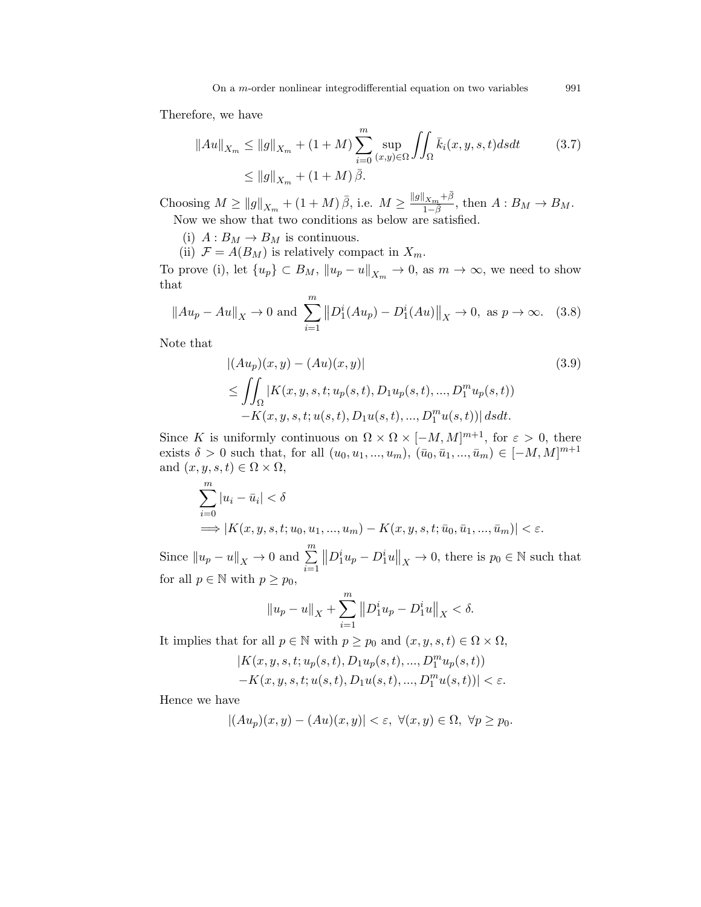Therefore, we have

$$
\begin{aligned}
\|Au\|_{X_m} &\leq \|g\|_{X_m} + (1+M) \sum_{i=0}^{m} \sup_{(x,y)\in\Omega} \iint_{\Omega} \bar{k}_i(x,y,s,t)dsdt \qquad (3.7)\\
&\leq \|g\|_{X_m} + (1+M)\,\bar{\beta}.
\end{aligned}
$$

Choosing $M \geq \|g\|_{X_m} + (1+M)\,\bar{\beta}$, i.e. $M \geq \frac{\|g\|_{X_m}+\bar{\beta}}{1-\bar{\beta}}$, then $A : B_M \to B_M$.

Now we show that two conditions as below are satisfied.

(i) $A : B_M \to B_M$ is continuous.

(ii) $\mathcal{F} = A(B_M)$ is relatively compact in $X_m$.

To prove (i), let $\{u_p\} \subset B_M$, $\|u_p - u\|_{X_m} \to 0$, as $m \to \infty$, we need to show that

$$
\|Au_p - Au\|_X \to 0 \text{ and } \sum_{i=1}^{m} \left\|D_1^i(Au_p) - D_1^i(Au)\right\|_X \to 0, \text{ as } p \to \infty. \quad (3.8)
$$

Note that

$$
\begin{aligned}
&|(Au_p)(x,y) - (Au)(x,y)| \qquad (3.9)\\
&\leq \iint_{\Omega} |K(x,y,s,t;u_p(s,t), D_1u_p(s,t),...,D_1^m u_p(s,t))\\
&\quad -K(x,y,s,t;u(s,t),D_1u(s,t),...,D_1^m u(s,t))|\, dsdt.
\end{aligned}
$$

Since $K$ is uniformly continuous on $\Omega \times \Omega \times [-M,M]^{m+1}$, for $\varepsilon > 0$, there exists $\delta > 0$ such that, for all $(u_0,u_1,...,u_m)$, $(\bar{u}_0,\bar{u}_1,...,\bar{u}_m) \in [-M,M]^{m+1}$ and $(x,y,s,t) \in \Omega \times \Omega$,

$$
\begin{aligned}
&\sum_{i=0}^{m} |u_i - \bar{u}_i| < \delta\\
&\Longrightarrow |K(x,y,s,t;u_0,u_1,...,u_m) - K(x,y,s,t;\bar{u}_0,\bar{u}_1,...,\bar{u}_m)| < \varepsilon.
\end{aligned}
$$

Since $\|u_p - u\|_X \to 0$ and $\sum_{i=1}^{m} \left\|D_1^i u_p - D_1^i u\right\|_X \to 0$, there is $p_0 \in \mathbb{N}$ such that for all $p \in \mathbb{N}$ with $p \geq p_0$,

$$
\|u_p - u\|_X + \sum_{i=1}^{m} \left\|D_1^i u_p - D_1^i u\right\|_X < \delta.
$$

It implies that for all $p \in \mathbb{N}$ with $p \geq p_0$ and $(x,y,s,t) \in \Omega \times \Omega$,

$$
\begin{aligned}
&|K(x,y,s,t;u_p(s,t),D_1u_p(s,t),...,D_1^m u_p(s,t))\\
&-K(x,y,s,t;u(s,t),D_1u(s,t),...,D_1^m u(s,t))| < \varepsilon.
\end{aligned}
$$

Hence we have

$$
|(Au_p)(x,y) - (Au)(x,y)| < \varepsilon, \ \forall (x,y) \in \Omega, \ \forall p \geq p_0.
$$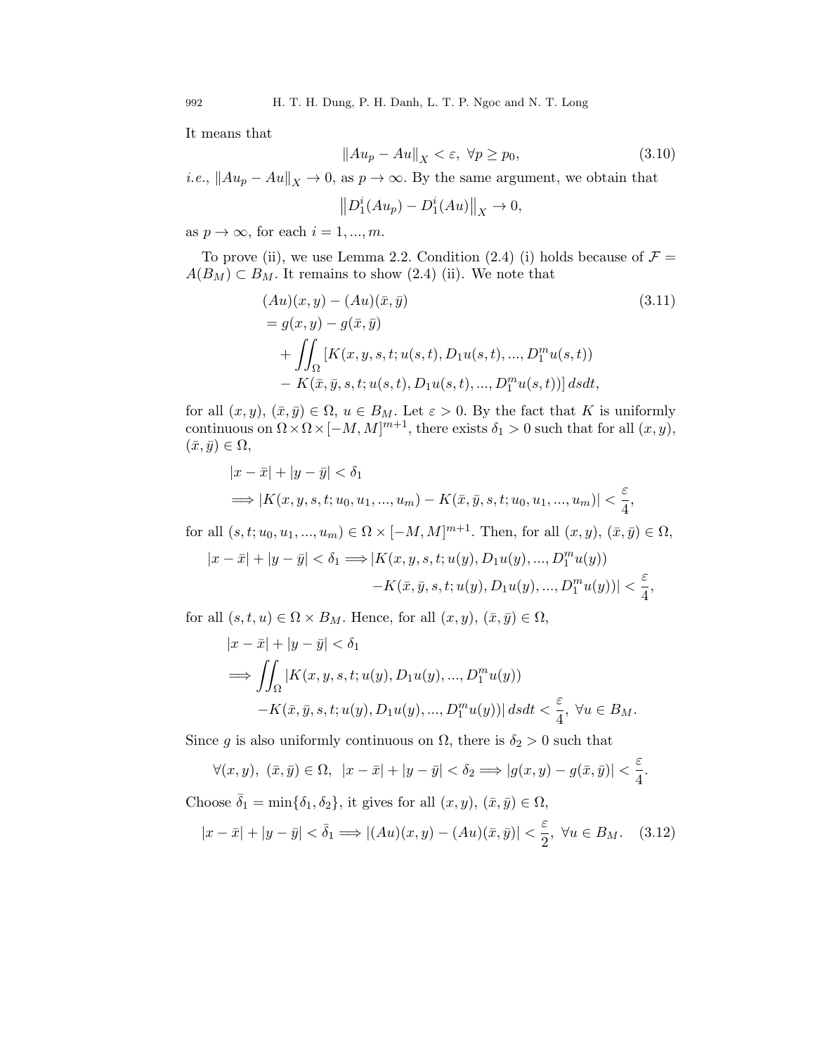It means that

$$\|Au_p - Au\|_X < \varepsilon, \ \forall p \geq p_0, \tag{3.10}$$

*i.e.*, $\|Au_p - Au\|_X \to 0$, as $p \to \infty$. By the same argument, we obtain that

$$\left\|D_1^i(Au_p) - D_1^i(Au)\right\|_X \to 0,$$

as $p \to \infty$, for each $i = 1, ..., m$.

To prove (ii), we use Lemma 2.2. Condition (2.4) (i) holds because of $\mathcal{F} = A(B_M) \subset B_M$. It remains to show (2.4) (ii). We note that

$$\begin{aligned}
&(Au)(x,y) - (Au)(\bar{x},\bar{y}) \\
&= g(x,y) - g(\bar{x},\bar{y}) \\
&\quad + \iint_\Omega \left[K(x,y,s,t;u(s,t),D_1u(s,t),...,D_1^m u(s,t))\right. \\
&\quad \left. - K(\bar{x},\bar{y},s,t;u(s,t),D_1u(s,t),...,D_1^m u(s,t))\right] dsdt,
\end{aligned} \tag{3.11}$$

for all $(x,y)$, $(\bar{x},\bar{y}) \in \Omega$, $u \in B_M$. Let $\varepsilon > 0$. By the fact that $K$ is uniformly continuous on $\Omega \times \Omega \times [-M,M]^{m+1}$, there exists $\delta_1 > 0$ such that for all $(x,y)$, $(\bar{x},\bar{y}) \in \Omega$,

$$\begin{aligned}
&|x-\bar{x}| + |y-\bar{y}| < \delta_1 \\
&\Longrightarrow |K(x,y,s,t;u_0,u_1,...,u_m) - K(\bar{x},\bar{y},s,t;u_0,u_1,...,u_m)| < \frac{\varepsilon}{4},
\end{aligned}$$

for all $(s,t;u_0,u_1,...,u_m) \in \Omega \times [-M,M]^{m+1}$. Then, for all $(x,y)$, $(\bar{x},\bar{y}) \in \Omega$,

$$\begin{aligned}
|x-\bar{x}| + |y-\bar{y}| < \delta_1 \Longrightarrow &|K(x,y,s,t;u(y),D_1u(y),...,D_1^m u(y)) \\
&-K(\bar{x},\bar{y},s,t;u(y),D_1u(y),...,D_1^m u(y))| < \frac{\varepsilon}{4},
\end{aligned}$$

for all $(s,t,u) \in \Omega \times B_M$. Hence, for all $(x,y)$, $(\bar{x},\bar{y}) \in \Omega$,

$$\begin{aligned}
&|x-\bar{x}| + |y-\bar{y}| < \delta_1 \\
&\Longrightarrow \iint_\Omega |K(x,y,s,t;u(y),D_1u(y),...,D_1^m u(y)) \\
&\qquad -K(\bar{x},\bar{y},s,t;u(y),D_1u(y),...,D_1^m u(y))| \, dsdt < \frac{\varepsilon}{4}, \ \forall u \in B_M.
\end{aligned}$$

Since $g$ is also uniformly continuous on $\Omega$, there is $\delta_2 > 0$ such that

$$\forall (x,y), \ (\bar{x},\bar{y}) \in \Omega, \ \ |x-\bar{x}| + |y-\bar{y}| < \delta_2 \Longrightarrow |g(x,y) - g(\bar{x},\bar{y})| < \frac{\varepsilon}{4}.$$

Choose $\bar{\delta}_1 = \min\{\delta_1, \delta_2\}$, it gives for all $(x,y)$, $(\bar{x},\bar{y}) \in \Omega$,

$$|x-\bar{x}| + |y-\bar{y}| < \bar{\delta}_1 \Longrightarrow |(Au)(x,y) - (Au)(\bar{x},\bar{y})| < \frac{\varepsilon}{2}, \ \forall u \in B_M. \tag{3.12}$$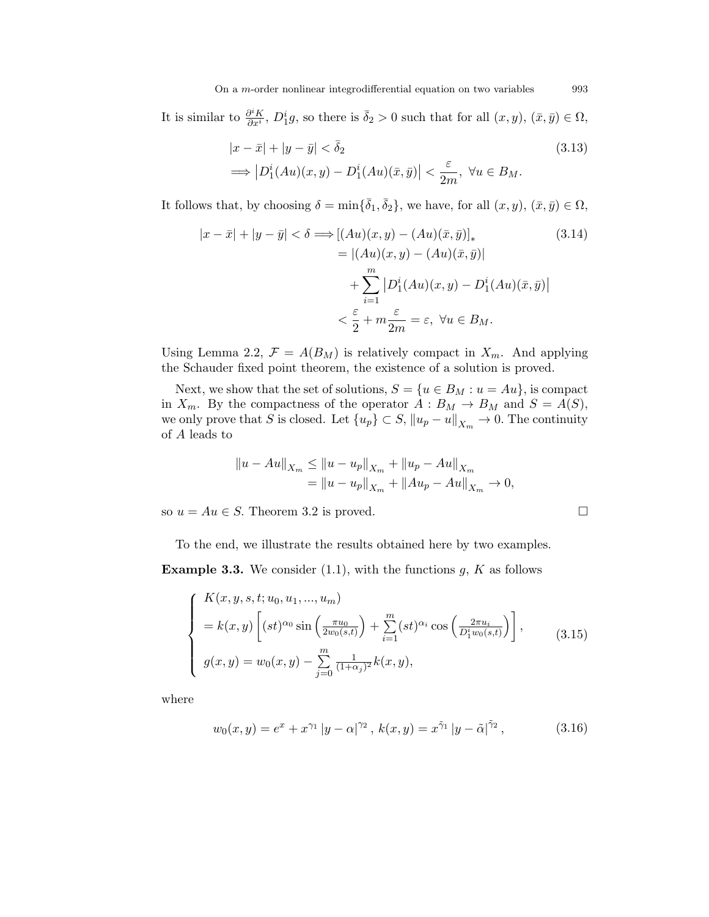It is similar to $\frac{\partial^i K}{\partial x^i}$, $D_1^i g$, so there is $\bar{\bar{\delta}}_2 > 0$ such that for all $(x, y)$, $(\bar{x}, \bar{y}) \in \Omega$,

$$
\begin{aligned}
&|x - \bar{x}| + |y - \bar{y}| < \bar{\bar{\delta}}_2 \\
&\Longrightarrow \left| D_1^i (Au)(x, y) - D_1^i (Au)(\bar{x}, \bar{y}) \right| < \frac{\varepsilon}{2m}, \ \forall u \in B_M.
\end{aligned} \tag{3.13}
$$

It follows that, by choosing $\delta = \min\{\bar{\bar{\delta}}_1, \bar{\bar{\delta}}_2\}$, we have, for all $(x, y)$, $(\bar{x}, \bar{y}) \in \Omega$,

$$
\begin{aligned}
|x - \bar{x}| + |y - \bar{y}| < \delta \Longrightarrow & \left[(Au)(x, y) - (Au)(\bar{x}, \bar{y})\right]_* \\
&= |(Au)(x, y) - (Au)(\bar{x}, \bar{y})| \\
&\quad + \sum_{i=1}^{m} \left| D_1^i (Au)(x, y) - D_1^i (Au)(\bar{x}, \bar{y}) \right| \\
&< \frac{\varepsilon}{2} + m \frac{\varepsilon}{2m} = \varepsilon, \ \forall u \in B_M.
\end{aligned} \tag{3.14}
$$

Using Lemma 2.2, $\mathcal{F} = A(B_M)$ is relatively compact in $X_m$. And applying the Schauder fixed point theorem, the existence of a solution is proved.

Next, we show that the set of solutions, $S = \{u \in B_M : u = Au\}$, is compact in $X_m$. By the compactness of the operator $A : B_M \to B_M$ and $S = A(S)$, we only prove that $S$ is closed. Let $\{u_p\} \subset S$, $\|u_p - u\|_{X_m} \to 0$. The continuity of $A$ leads to

$$
\begin{aligned}
\|u - Au\|_{X_m} &\leq \|u - u_p\|_{X_m} + \|u_p - Au\|_{X_m} \\
&= \|u - u_p\|_{X_m} + \|Au_p - Au\|_{X_m} \to 0,
\end{aligned}
$$

so $u = Au \in S$. Theorem 3.2 is proved. $\square$

To the end, we illustrate the results obtained here by two examples.

**Example 3.3.** We consider (1.1), with the functions $g$, $K$ as follows

$$
\begin{cases}
K(x, y, s, t; u_0, u_1, ..., u_m) \\
= k(x, y) \left[ (st)^{\alpha_0} \sin\left(\frac{\pi u_0}{2 w_0(s,t)}\right) + \sum\limits_{i=1}^{m} (st)^{\alpha_i} \cos\left(\frac{2\pi u_i}{D_1^i w_0(s,t)}\right) \right], \\
g(x, y) = w_0(x, y) - \sum\limits_{j=0}^{m} \frac{1}{(1+\alpha_j)^2} k(x, y),
\end{cases} \tag{3.15}
$$

where

$$
w_0(x, y) = e^x + x^{\gamma_1} |y - \alpha|^{\gamma_2}, \ k(x, y) = x^{\tilde{\gamma}_1} |y - \tilde{\alpha}|^{\tilde{\gamma}_2}, \tag{3.16}
$$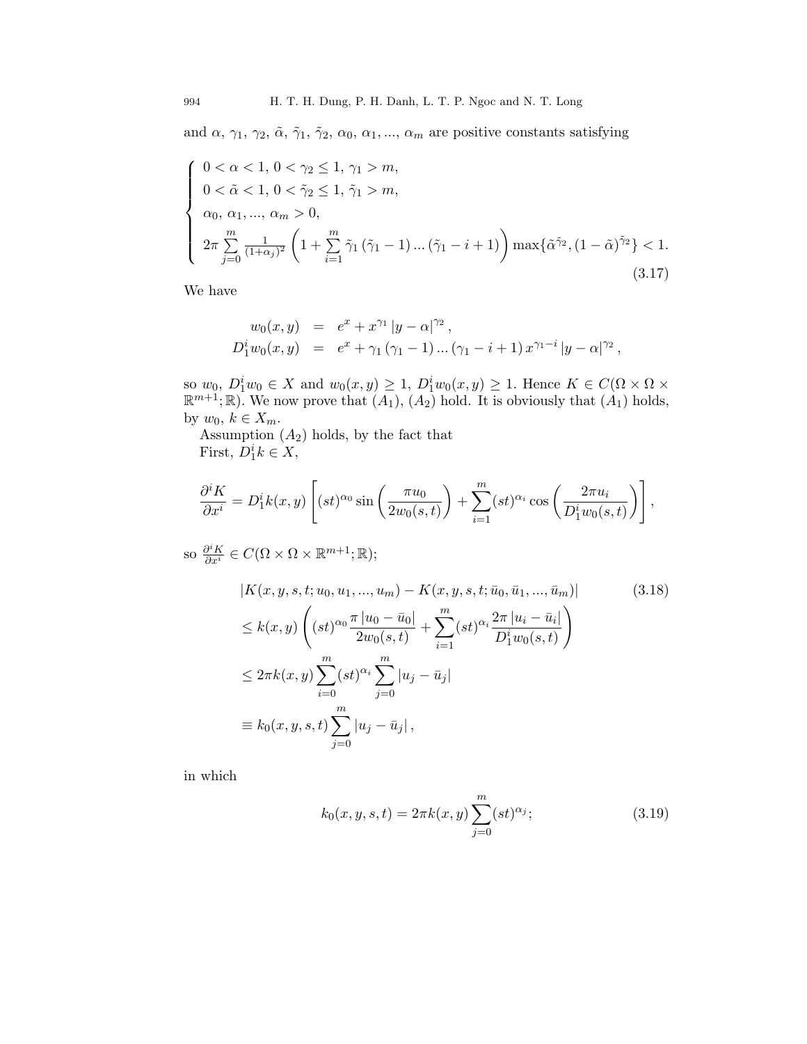and $\alpha$, $\gamma_1$, $\gamma_2$, $\tilde{\alpha}$, $\tilde{\gamma}_1$, $\tilde{\gamma}_2$, $\alpha_0$, $\alpha_1, ..., \alpha_m$ are positive constants satisfying

$$\begin{cases} 0<\alpha<1,\ 0<\gamma_2\leq 1,\ \gamma_1>m, \\ 0<\tilde{\alpha}<1,\ 0<\tilde{\gamma}_2\leq 1,\ \tilde{\gamma}_1>m, \\ \alpha_0,\ \alpha_1, ..., \alpha_m>0, \\ 2\pi\sum\limits_{j=0}^{m}\frac{1}{(1+\alpha_j)^2}\left(1+\sum\limits_{i=1}^{m}\tilde{\gamma}_1(\tilde{\gamma}_1-1)...(\tilde{\gamma}_1-i+1)\right)\max\{\tilde{\alpha}^{\tilde{\gamma}_2},(1-\tilde{\alpha})^{\tilde{\gamma}_2}\}<1. \end{cases} \tag{3.17}$$

We have

$$\begin{aligned} w_0(x,y) &= e^x + x^{\gamma_1}\left|y-\alpha\right|^{\gamma_2}, \\ D_1^i w_0(x,y) &= e^x + \gamma_1(\gamma_1-1)...(\gamma_1-i+1)\,x^{\gamma_1-i}\left|y-\alpha\right|^{\gamma_2}, \end{aligned}$$

so $w_0$, $D_1^i w_0 \in X$ and $w_0(x,y)\geq 1$, $D_1^i w_0(x,y)\geq 1$. Hence $K\in C(\Omega\times\Omega\times\mathbb{R}^{m+1};\mathbb{R})$. We now prove that $(A_1)$, $(A_2)$ hold. It is obviously that $(A_1)$ holds, by $w_0$, $k\in X_m$.

Assumption $(A_2)$ holds, by the fact that

First, $D_1^i k\in X$,

$$\frac{\partial^i K}{\partial x^i} = D_1^i k(x,y)\left[(st)^{\alpha_0}\sin\left(\frac{\pi u_0}{2w_0(s,t)}\right)+\sum_{i=1}^{m}(st)^{\alpha_i}\cos\left(\frac{2\pi u_i}{D_1^i w_0(s,t)}\right)\right],$$

so $\frac{\partial^i K}{\partial x^i}\in C(\Omega\times\Omega\times\mathbb{R}^{m+1};\mathbb{R})$;

$$\begin{aligned} &\left|K(x,y,s,t;u_0,u_1,...,u_m)-K(x,y,s,t;\bar{u}_0,\bar{u}_1,...,\bar{u}_m)\right| \\ &\leq k(x,y)\left((st)^{\alpha_0}\frac{\pi\left|u_0-\bar{u}_0\right|}{2w_0(s,t)}+\sum_{i=1}^{m}(st)^{\alpha_i}\frac{2\pi\left|u_i-\bar{u}_i\right|}{D_1^i w_0(s,t)}\right) \\ &\leq 2\pi k(x,y)\sum_{i=0}^{m}(st)^{\alpha_i}\sum_{j=0}^{m}\left|u_j-\bar{u}_j\right| \\ &\equiv k_0(x,y,s,t)\sum_{j=0}^{m}\left|u_j-\bar{u}_j\right|, \end{aligned} \tag{3.18}$$

in which

$$k_0(x,y,s,t)=2\pi k(x,y)\sum_{j=0}^{m}(st)^{\alpha_j}; \tag{3.19}$$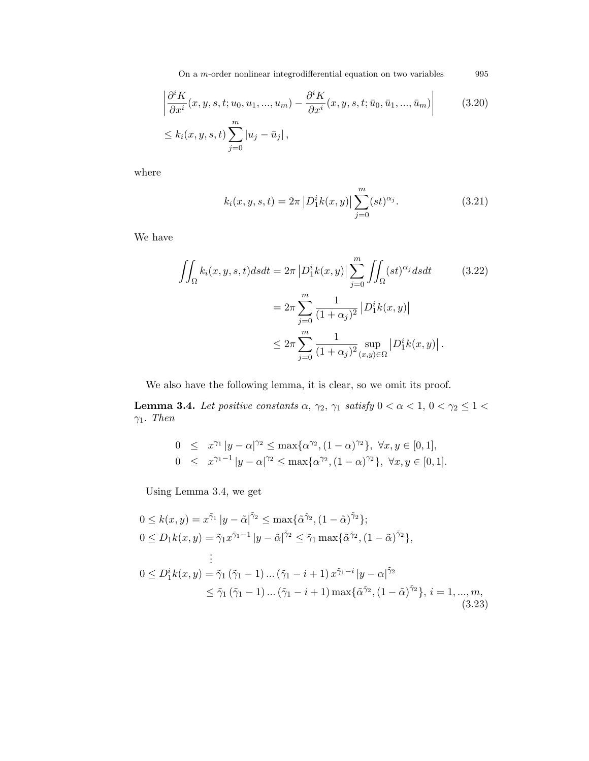$$
\left| \frac{\partial^i K}{\partial x^i}(x, y, s, t; u_0, u_1, ..., u_m) - \frac{\partial^i K}{\partial x^i}(x, y, s, t; \bar{u}_0, \bar{u}_1, ..., \bar{u}_m) \right| \le k_i(x, y, s, t) \sum_{j=0}^{m} |u_j - \bar{u}_j| , \tag{3.20}
$$

where

$$
k_i(x, y, s, t) = 2\pi \left| D_1^i k(x, y) \right| \sum_{j=0}^{m} (st)^{\alpha_j}. \tag{3.21}
$$

We have

$$
\begin{aligned}
\iint_\Omega k_i(x, y, s, t) ds dt &= 2\pi \left| D_1^i k(x, y) \right| \sum_{j=0}^{m} \iint_\Omega (st)^{\alpha_j} ds dt \\
&= 2\pi \sum_{j=0}^{m} \frac{1}{(1+\alpha_j)^2} \left| D_1^i k(x, y) \right| \\
&\le 2\pi \sum_{j=0}^{m} \frac{1}{(1+\alpha_j)^2} \sup_{(x,y)\in\Omega} \left| D_1^i k(x, y) \right| .
\end{aligned} \tag{3.22}
$$

We also have the following lemma, it is clear, so we omit its proof.

**Lemma 3.4.** *Let positive constants $\alpha$, $\gamma_2$, $\gamma_1$ satisfy $0 < \alpha < 1$, $0 < \gamma_2 \le 1 < \gamma_1$. Then*

$$
\begin{aligned}
0 &\le x^{\gamma_1} |y - \alpha|^{\gamma_2} \le \max\{\alpha^{\gamma_2}, (1-\alpha)^{\gamma_2}\}, \ \forall x, y \in [0, 1], \\
0 &\le x^{\gamma_1 - 1} |y - \alpha|^{\gamma_2} \le \max\{\alpha^{\gamma_2}, (1-\alpha)^{\gamma_2}\}, \ \forall x, y \in [0, 1].
\end{aligned}
$$

Using Lemma 3.4, we get

$$
\begin{aligned}
&0 \le k(x, y) = x^{\tilde{\gamma}_1} |y - \tilde{\alpha}|^{\tilde{\gamma}_2} \le \max\{\tilde{\alpha}^{\tilde{\gamma}_2}, (1-\tilde{\alpha})^{\tilde{\gamma}_2}\}; \\
&0 \le D_1 k(x, y) = \tilde{\gamma}_1 x^{\tilde{\gamma}_1 - 1} |y - \tilde{\alpha}|^{\tilde{\gamma}_2} \le \tilde{\gamma}_1 \max\{\tilde{\alpha}^{\tilde{\gamma}_2}, (1-\tilde{\alpha})^{\tilde{\gamma}_2}\}, \\
&\qquad \vdots \\
&0 \le D_1^i k(x, y) = \tilde{\gamma}_1 (\tilde{\gamma}_1 - 1) ... (\tilde{\gamma}_1 - i + 1) x^{\tilde{\gamma}_1 - i} |y - \alpha|^{\tilde{\gamma}_2} \\
&\qquad \le \tilde{\gamma}_1 (\tilde{\gamma}_1 - 1) ... (\tilde{\gamma}_1 - i + 1) \max\{\tilde{\alpha}^{\tilde{\gamma}_2}, (1-\tilde{\alpha})^{\tilde{\gamma}_2}\}, \ i = 1, ..., m,
\end{aligned} \tag{3.23}
$$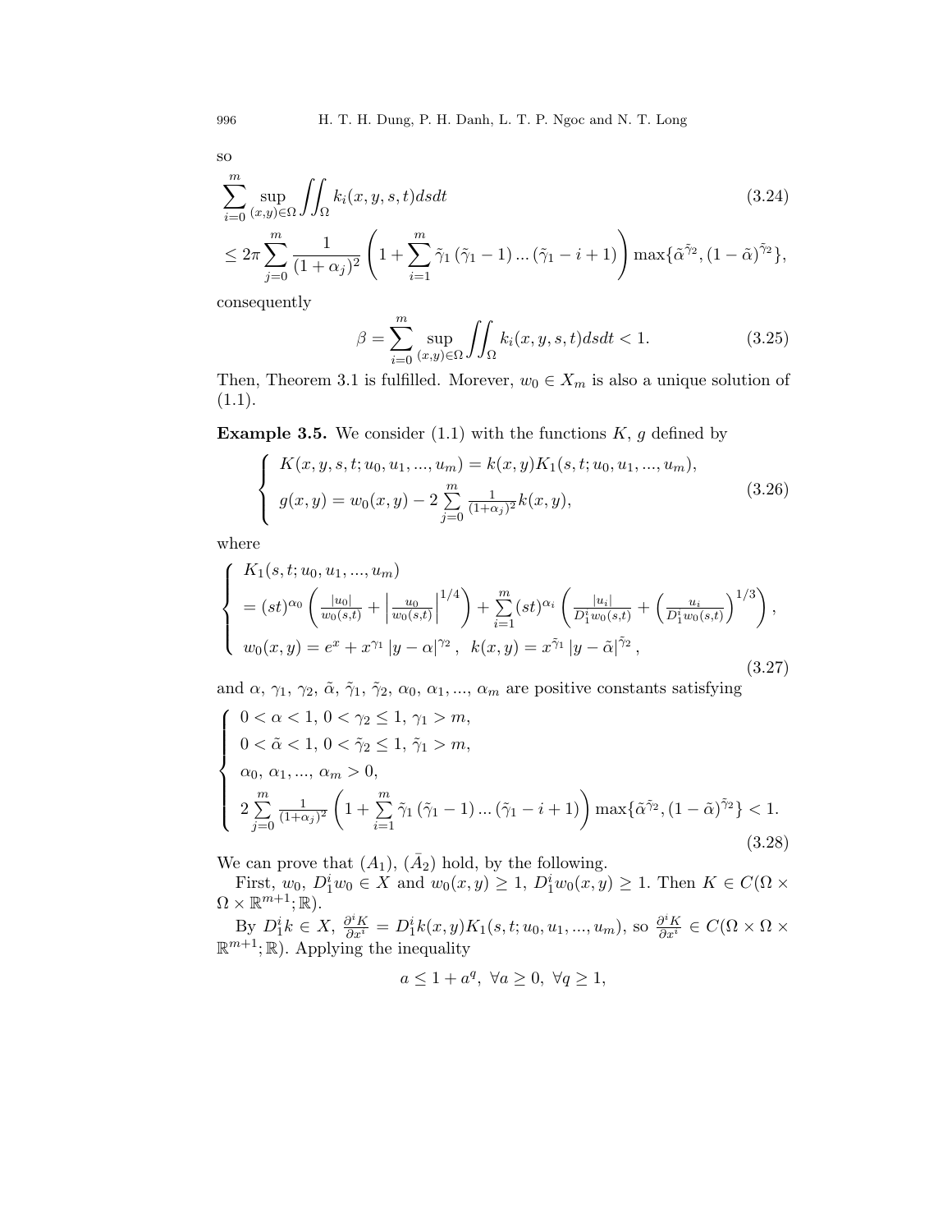so

$$
\sum_{i=0}^{m} \sup_{(x,y)\in\Omega} \iint_{\Omega} k_i(x,y,s,t)dsdt \tag{3.24}
$$

$$
\leq 2\pi \sum_{j=0}^{m} \frac{1}{(1+\alpha_j)^2} \left(1 + \sum_{i=1}^{m} \tilde{\gamma}_1 (\tilde{\gamma}_1 - 1) \ldots (\tilde{\gamma}_1 - i + 1)\right) \max\{\tilde{\alpha}^{\tilde{\gamma}_2}, (1-\tilde{\alpha})^{\tilde{\gamma}_2}\},
$$

consequently

$$
\beta = \sum_{i=0}^{m} \sup_{(x,y)\in\Omega} \iint_{\Omega} k_i(x,y,s,t)dsdt < 1. \tag{3.25}
$$

Then, Theorem 3.1 is fulfilled. Morever, $w_0 \in X_m$ is also a unique solution of (1.1).

**Example 3.5.** We consider (1.1) with the functions $K$, $g$ defined by

$$
\begin{cases} K(x,y,s,t;u_0,u_1,...,u_m) = k(x,y)K_1(s,t;u_0,u_1,...,u_m), \\ g(x,y) = w_0(x,y) - 2\sum\limits_{j=0}^{m} \frac{1}{(1+\alpha_j)^2} k(x,y), \end{cases} \tag{3.26}
$$

where

$$
\begin{cases} K_1(s,t;u_0,u_1,...,u_m) \\ = (st)^{\alpha_0} \left( \frac{|u_0|}{w_0(s,t)} + \left| \frac{u_0}{w_0(s,t)} \right|^{1/4} \right) + \sum\limits_{i=1}^{m} (st)^{\alpha_i} \left( \frac{|u_i|}{D_1^i w_0(s,t)} + \left( \frac{u_i}{D_1^i w_0(s,t)} \right)^{1/3} \right), \\ w_0(x,y) = e^x + x^{\gamma_1} |y-\alpha|^{\gamma_2}, \ \ k(x,y) = x^{\tilde{\gamma}_1} |y - \tilde{\alpha}|^{\tilde{\gamma}_2}, \end{cases} \tag{3.27}
$$

and $\alpha$, $\gamma_1$, $\gamma_2$, $\tilde{\alpha}$, $\tilde{\gamma}_1$, $\tilde{\gamma}_2$, $\alpha_0$, $\alpha_1, ..., \alpha_m$ are positive constants satisfying

$$
\begin{cases} 0 < \alpha < 1, \ 0 < \gamma_2 \leq 1, \ \gamma_1 > m, \\ 0 < \tilde{\alpha} < 1, \ 0 < \tilde{\gamma}_2 \leq 1, \ \tilde{\gamma}_1 > m, \\ \alpha_0, \alpha_1, ..., \alpha_m > 0, \\ 2\sum\limits_{j=0}^{m} \frac{1}{(1+\alpha_j)^2} \left(1 + \sum\limits_{i=1}^{m} \tilde{\gamma}_1 (\tilde{\gamma}_1 - 1) \ldots (\tilde{\gamma}_1 - i + 1)\right) \max\{\tilde{\alpha}^{\tilde{\gamma}_2}, (1-\tilde{\alpha})^{\tilde{\gamma}_2}\} < 1. \end{cases} \tag{3.28}
$$

We can prove that $(A_1)$, $(\bar{A}_2)$ hold, by the following.

First, $w_0$, $D_1^i w_0 \in X$ and $w_0(x,y) \geq 1$, $D_1^i w_0(x,y) \geq 1$. Then $K \in C(\Omega \times \Omega \times \mathbb{R}^{m+1}; \mathbb{R})$.

By $D_1^i k \in X$, $\frac{\partial^i K}{\partial x^i} = D_1^i k(x,y) K_1(s,t;u_0,u_1,...,u_m)$, so $\frac{\partial^i K}{\partial x^i} \in C(\Omega \times \Omega \times \mathbb{R}^{m+1}; \mathbb{R})$. Applying the inequality

$$
a \leq 1 + a^q, \ \forall a \geq 0, \ \forall q \geq 1,
$$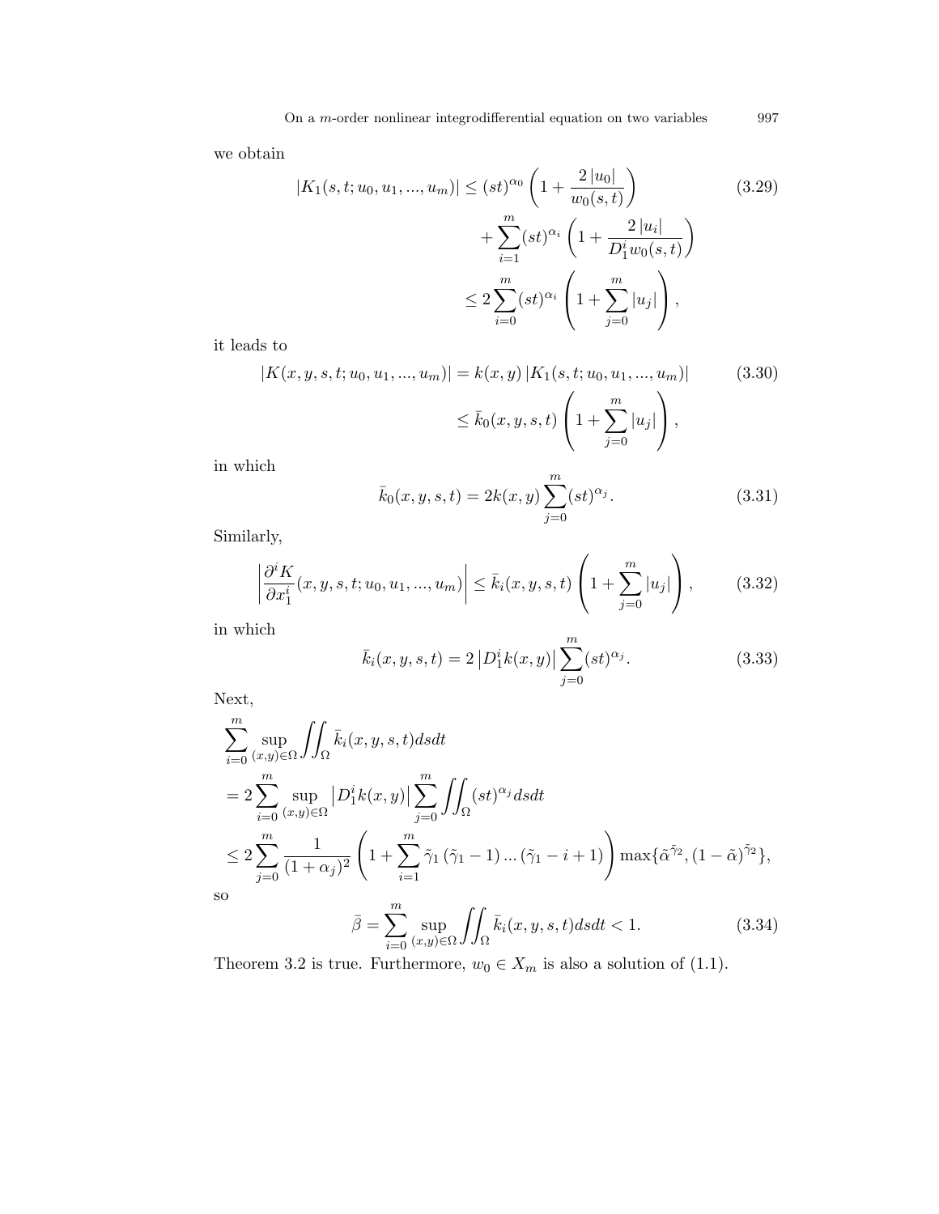we obtain

$$
\begin{aligned}
|K_1(s,t;u_0,u_1,...,u_m)| &\leq (st)^{\alpha_0}\left(1+\frac{2\,|u_0|}{w_0(s,t)}\right) \\
&\quad + \sum_{i=1}^{m}(st)^{\alpha_i}\left(1+\frac{2\,|u_i|}{D_1^i w_0(s,t)}\right) \\
&\leq 2\sum_{i=0}^{m}(st)^{\alpha_i}\left(1+\sum_{j=0}^{m}|u_j|\right),
\end{aligned} \tag{3.29}
$$

it leads to

$$
\begin{aligned}
|K(x,y,s,t;u_0,u_1,...,u_m)| &= k(x,y)\,|K_1(s,t;u_0,u_1,...,u_m)| \\
&\leq \bar{k}_0(x,y,s,t)\left(1+\sum_{j=0}^{m}|u_j|\right),
\end{aligned} \tag{3.30}
$$

in which

$$
\bar{k}_0(x,y,s,t) = 2k(x,y)\sum_{j=0}^{m}(st)^{\alpha_j}. \tag{3.31}
$$

Similarly,

$$
\left|\frac{\partial^i K}{\partial x_1^i}(x,y,s,t;u_0,u_1,...,u_m)\right| \leq \bar{k}_i(x,y,s,t)\left(1+\sum_{j=0}^{m}|u_j|\right), \tag{3.32}
$$

in which

$$
\bar{k}_i(x,y,s,t) = 2\left|D_1^i k(x,y)\right|\sum_{j=0}^{m}(st)^{\alpha_j}. \tag{3.33}
$$

Next,

$$
\begin{aligned}
&\sum_{i=0}^{m}\sup_{(x,y)\in\Omega}\iint_{\Omega}\bar{k}_i(x,y,s,t)dsdt \\
&= 2\sum_{i=0}^{m}\sup_{(x,y)\in\Omega}\left|D_1^i k(x,y)\right|\sum_{j=0}^{m}\iint_{\Omega}(st)^{\alpha_j}dsdt \\
&\leq 2\sum_{j=0}^{m}\frac{1}{(1+\alpha_j)^2}\left(1+\sum_{i=1}^{m}\tilde{\gamma}_1\left(\tilde{\gamma}_1-1\right)...\left(\tilde{\gamma}_1-i+1\right)\right)\max\{\tilde{\alpha}^{\tilde{\gamma}_2},(1-\tilde{\alpha})^{\tilde{\gamma}_2}\},
\end{aligned}
$$

so

$$
\bar{\beta} = \sum_{i=0}^{m}\sup_{(x,y)\in\Omega}\iint_{\Omega}\bar{k}_i(x,y,s,t)dsdt < 1. \tag{3.34}
$$

Theorem 3.2 is true. Furthermore, $w_0 \in X_m$ is also a solution of (1.1).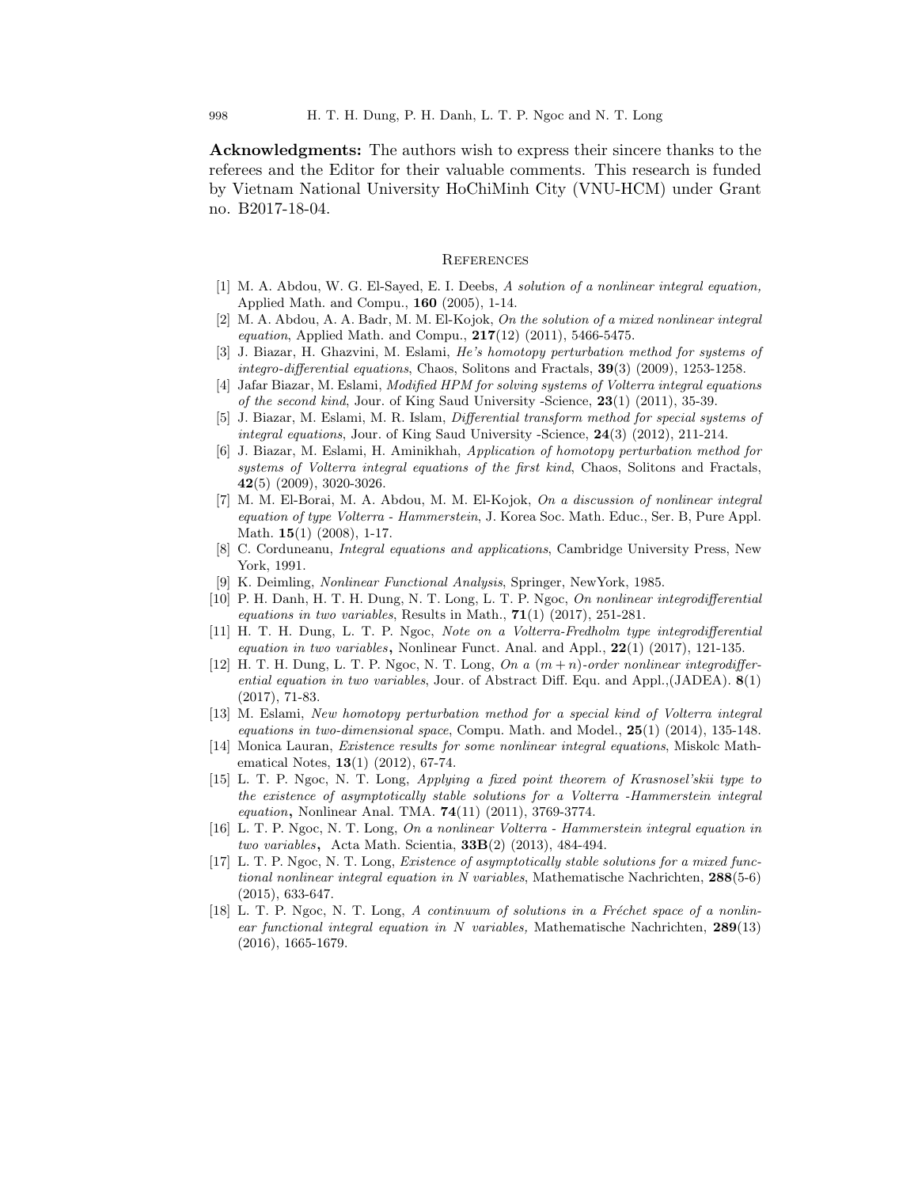**Acknowledgments:** The authors wish to express their sincere thanks to the referees and the Editor for their valuable comments. This research is funded by Vietnam National University HoChiMinh City (VNU-HCM) under Grant no. B2017-18-04.

## References

[1] M. A. Abdou, W. G. El-Sayed, E. I. Deebs, *A solution of a nonlinear integral equation,* Applied Math. and Compu., **160** (2005), 1-14.

[2] M. A. Abdou, A. A. Badr, M. M. El-Kojok, *On the solution of a mixed nonlinear integral equation*, Applied Math. and Compu., **217**(12) (2011), 5466-5475.

[3] J. Biazar, H. Ghazvini, M. Eslami, *He's homotopy perturbation method for systems of integro-differential equations*, Chaos, Solitons and Fractals, **39**(3) (2009), 1253-1258.

[4] Jafar Biazar, M. Eslami, *Modified HPM for solving systems of Volterra integral equations of the second kind*, Jour. of King Saud University -Science, **23**(1) (2011), 35-39.

[5] J. Biazar, M. Eslami, M. R. Islam, *Differential transform method for special systems of integral equations*, Jour. of King Saud University -Science, **24**(3) (2012), 211-214.

[6] J. Biazar, M. Eslami, H. Aminikhah, *Application of homotopy perturbation method for systems of Volterra integral equations of the first kind*, Chaos, Solitons and Fractals, **42**(5) (2009), 3020-3026.

[7] M. M. El-Borai, M. A. Abdou, M. M. El-Kojok, *On a discussion of nonlinear integral equation of type Volterra - Hammerstein*, J. Korea Soc. Math. Educ., Ser. B, Pure Appl. Math. **15**(1) (2008), 1-17.

[8] C. Corduneanu, *Integral equations and applications*, Cambridge University Press, New York, 1991.

[9] K. Deimling, *Nonlinear Functional Analysis*, Springer, NewYork, 1985.

[10] P. H. Danh, H. T. H. Dung, N. T. Long, L. T. P. Ngoc, *On nonlinear integrodifferential equations in two variables*, Results in Math., **71**(1) (2017), 251-281.

[11] H. T. H. Dung, L. T. P. Ngoc, *Note on a Volterra-Fredholm type integrodifferential equation in two variables*, Nonlinear Funct. Anal. and Appl., **22**(1) (2017), 121-135.

[12] H. T. H. Dung, L. T. P. Ngoc, N. T. Long, *On a $(m+n)$-order nonlinear integrodifferential equation in two variables*, Jour. of Abstract Diff. Equ. and Appl.,(JADEA). **8**(1) (2017), 71-83.

[13] M. Eslami, *New homotopy perturbation method for a special kind of Volterra integral equations in two-dimensional space*, Compu. Math. and Model., **25**(1) (2014), 135-148.

[14] Monica Lauran, *Existence results for some nonlinear integral equations*, Miskolc Mathematical Notes, **13**(1) (2012), 67-74.

[15] L. T. P. Ngoc, N. T. Long, *Applying a fixed point theorem of Krasnosel'skii type to the existence of asymptotically stable solutions for a Volterra -Hammerstein integral equation*, Nonlinear Anal. TMA. **74**(11) (2011), 3769-3774.

[16] L. T. P. Ngoc, N. T. Long, *On a nonlinear Volterra - Hammerstein integral equation in two variables*, Acta Math. Scientia, **33B**(2) (2013), 484-494.

[17] L. T. P. Ngoc, N. T. Long, *Existence of asymptotically stable solutions for a mixed functional nonlinear integral equation in N variables*, Mathematische Nachrichten, **288**(5-6) (2015), 633-647.

[18] L. T. P. Ngoc, N. T. Long, *A continuum of solutions in a Fréchet space of a nonlinear functional integral equation in N variables,* Mathematische Nachrichten, **289**(13) (2016), 1665-1679.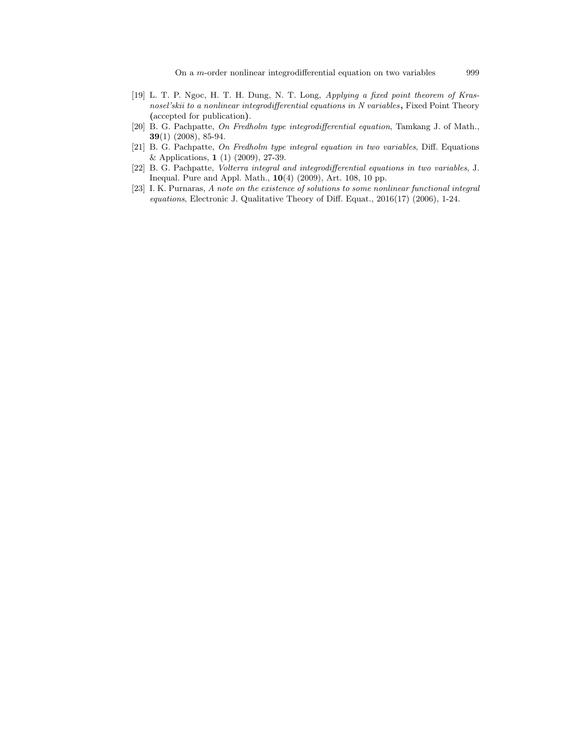[19] L. T. P. Ngoc, H. T. H. Dung, N. T. Long, *Applying a fixed point theorem of Krasnosel'skii to a nonlinear integrodifferential equations in N variables*, Fixed Point Theory (accepted for publication).

[20] B. G. Pachpatte, *On Fredholm type integrodifferential equation*, Tamkang J. of Math., **39**(1) (2008), 85-94.

[21] B. G. Pachpatte, *On Fredholm type integral equation in two variables*, Diff. Equations & Applications, **1** (1) (2009), 27-39.

[22] B. G. Pachpatte, *Volterra integral and integrodifferential equations in two variables*, J. Inequal. Pure and Appl. Math., **10**(4) (2009), Art. 108, 10 pp.

[23] I. K. Purnaras, *A note on the existence of solutions to some nonlinear functional integral equations*, Electronic J. Qualitative Theory of Diff. Equat., 2016(17) (2006), 1-24.